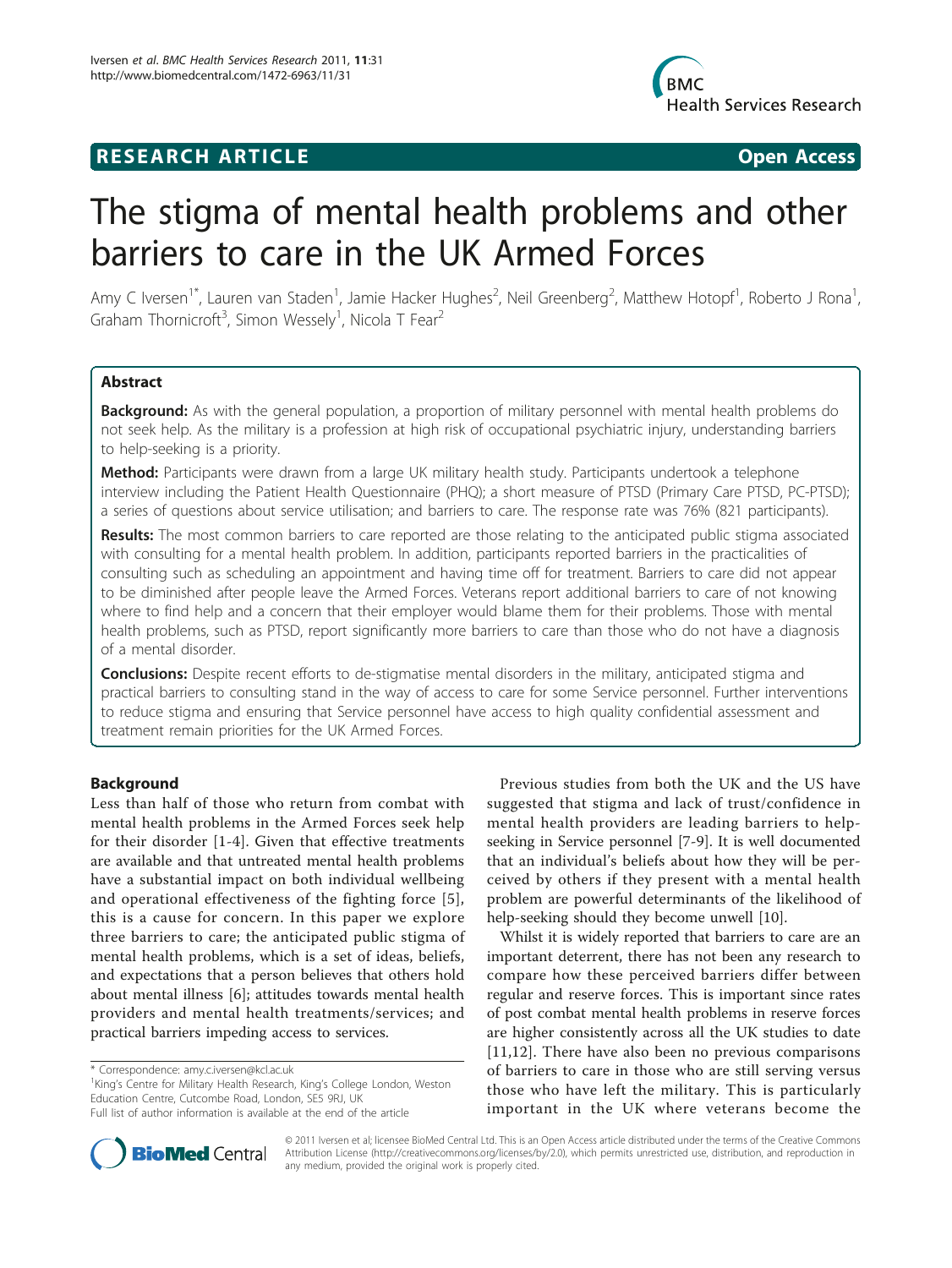**RESEARCH ARTICLE** **Open Access**

# The stigma of mental health problems and other barriers to care in the UK Armed Forces

Amy C Iversen[1*], Lauren van Staden[1], Jamie Hacker Hughes[2], Neil Greenberg[2], Matthew Hotopf[1], Roberto J Rona[1], Graham Thornicroft[3], Simon Wessely[1], Nicola T Fear[2]

## Abstract

**Background:** As with the general population, a proportion of military personnel with mental health problems do not seek help. As the military is a profession at high risk of occupational psychiatric injury, understanding barriers to help-seeking is a priority.

**Method:** Participants were drawn from a large UK military health study. Participants undertook a telephone interview including the Patient Health Questionnaire (PHQ); a short measure of PTSD (Primary Care PTSD, PC-PTSD); a series of questions about service utilisation; and barriers to care. The response rate was 76% (821 participants).

**Results:** The most common barriers to care reported are those relating to the anticipated public stigma associated with consulting for a mental health problem. In addition, participants reported barriers in the practicalities of consulting such as scheduling an appointment and having time off for treatment. Barriers to care did not appear to be diminished after people leave the Armed Forces. Veterans report additional barriers to care of not knowing where to find help and a concern that their employer would blame them for their problems. Those with mental health problems, such as PTSD, report significantly more barriers to care than those who do not have a diagnosis of a mental disorder.

**Conclusions:** Despite recent efforts to de-stigmatise mental disorders in the military, anticipated stigma and practical barriers to consulting stand in the way of access to care for some Service personnel. Further interventions to reduce stigma and ensuring that Service personnel have access to high quality confidential assessment and treatment remain priorities for the UK Armed Forces.

## Background

Less than half of those who return from combat with mental health problems in the Armed Forces seek help for their disorder [1-4]. Given that effective treatments are available and that untreated mental health problems have a substantial impact on both individual wellbeing and operational effectiveness of the fighting force [5], this is a cause for concern. In this paper we explore three barriers to care; the anticipated public stigma of mental health problems, which is a set of ideas, beliefs, and expectations that a person believes that others hold about mental illness [6]; attitudes towards mental health providers and mental health treatments/services; and practical barriers impeding access to services.

Previous studies from both the UK and the US have suggested that stigma and lack of trust/confidence in mental health providers are leading barriers to help-seeking in Service personnel [7-9]. It is well documented that an individual's beliefs about how they will be perceived by others if they present with a mental health problem are powerful determinants of the likelihood of help-seeking should they become unwell [10].

Whilst it is widely reported that barriers to care are an important deterrent, there has not been any research to compare how these perceived barriers differ between regular and reserve forces. This is important since rates of post combat mental health problems in reserve forces are higher consistently across all the UK studies to date [11,12]. There have also been no previous comparisons of barriers to care in those who are still serving versus those who have left the military. This is particularly important in the UK where veterans become the

\* Correspondence: amy.c.iversen@kcl.ac.uk
[1]King's Centre for Military Health Research, King's College London, Weston Education Centre, Cutcombe Road, London, SE5 9RJ, UK
Full list of author information is available at the end of the article

© 2011 Iversen et al; licensee BioMed Central Ltd. This is an Open Access article distributed under the terms of the Creative Commons Attribution License (http://creativecommons.org/licenses/by/2.0), which permits unrestricted use, distribution, and reproduction in any medium, provided the original work is properly cited.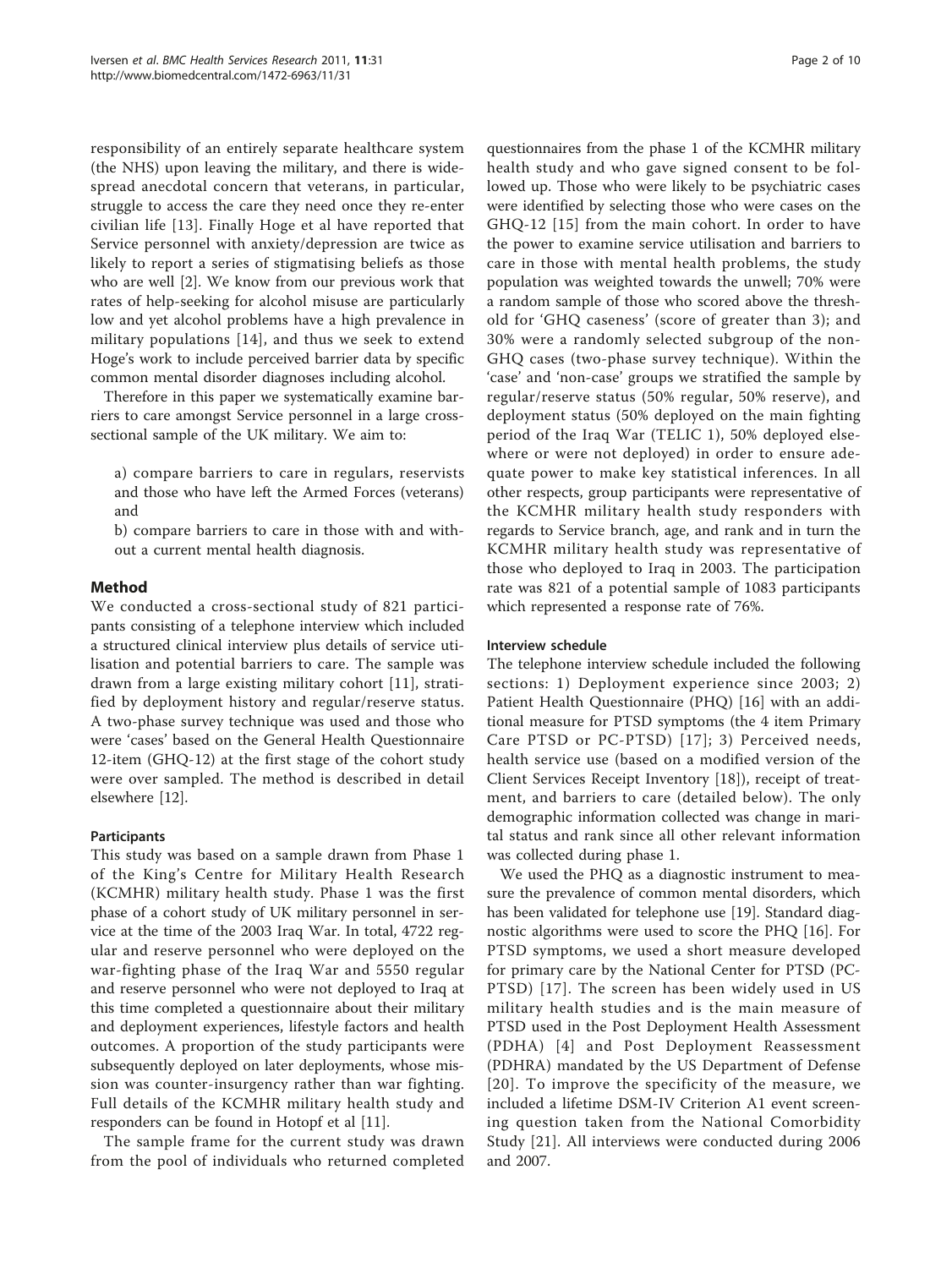responsibility of an entirely separate healthcare system (the NHS) upon leaving the military, and there is widespread anecdotal concern that veterans, in particular, struggle to access the care they need once they re-enter civilian life [13]. Finally Hoge et al have reported that Service personnel with anxiety/depression are twice as likely to report a series of stigmatising beliefs as those who are well [2]. We know from our previous work that rates of help-seeking for alcohol misuse are particularly low and yet alcohol problems have a high prevalence in military populations [14], and thus we seek to extend Hoge's work to include perceived barrier data by specific common mental disorder diagnoses including alcohol.

Therefore in this paper we systematically examine barriers to care amongst Service personnel in a large cross-sectional sample of the UK military. We aim to:

a) compare barriers to care in regulars, reservists and those who have left the Armed Forces (veterans) and

b) compare barriers to care in those with and without a current mental health diagnosis.

## Method

We conducted a cross-sectional study of 821 participants consisting of a telephone interview which included a structured clinical interview plus details of service utilisation and potential barriers to care. The sample was drawn from a large existing military cohort [11], stratified by deployment history and regular/reserve status. A two-phase survey technique was used and those who were 'cases' based on the General Health Questionnaire 12-item (GHQ-12) at the first stage of the cohort study were over sampled. The method is described in detail elsewhere [12].

### Participants

This study was based on a sample drawn from Phase 1 of the King's Centre for Military Health Research (KCMHR) military health study. Phase 1 was the first phase of a cohort study of UK military personnel in service at the time of the 2003 Iraq War. In total, 4722 regular and reserve personnel who were deployed on the war-fighting phase of the Iraq War and 5550 regular and reserve personnel who were not deployed to Iraq at this time completed a questionnaire about their military and deployment experiences, lifestyle factors and health outcomes. A proportion of the study participants were subsequently deployed on later deployments, whose mission was counter-insurgency rather than war fighting. Full details of the KCMHR military health study and responders can be found in Hotopf et al [11].

The sample frame for the current study was drawn from the pool of individuals who returned completed questionnaires from the phase 1 of the KCMHR military health study and who gave signed consent to be followed up. Those who were likely to be psychiatric cases were identified by selecting those who were cases on the GHQ-12 [15] from the main cohort. In order to have the power to examine service utilisation and barriers to care in those with mental health problems, the study population was weighted towards the unwell; 70% were a random sample of those who scored above the threshold for 'GHQ caseness' (score of greater than 3); and 30% were a randomly selected subgroup of the non-GHQ cases (two-phase survey technique). Within the 'case' and 'non-case' groups we stratified the sample by regular/reserve status (50% regular, 50% reserve), and deployment status (50% deployed on the main fighting period of the Iraq War (TELIC 1), 50% deployed elsewhere or were not deployed) in order to ensure adequate power to make key statistical inferences. In all other respects, group participants were representative of the KCMHR military health study responders with regards to Service branch, age, and rank and in turn the KCMHR military health study was representative of those who deployed to Iraq in 2003. The participation rate was 821 of a potential sample of 1083 participants which represented a response rate of 76%.

### Interview schedule

The telephone interview schedule included the following sections: 1) Deployment experience since 2003; 2) Patient Health Questionnaire (PHQ) [16] with an additional measure for PTSD symptoms (the 4 item Primary Care PTSD or PC-PTSD) [17]; 3) Perceived needs, health service use (based on a modified version of the Client Services Receipt Inventory [18]), receipt of treatment, and barriers to care (detailed below). The only demographic information collected was change in marital status and rank since all other relevant information was collected during phase 1.

We used the PHQ as a diagnostic instrument to measure the prevalence of common mental disorders, which has been validated for telephone use [19]. Standard diagnostic algorithms were used to score the PHQ [16]. For PTSD symptoms, we used a short measure developed for primary care by the National Center for PTSD (PC-PTSD) [17]. The screen has been widely used in US military health studies and is the main measure of PTSD used in the Post Deployment Health Assessment (PDHA) [4] and Post Deployment Reassessment (PDHRA) mandated by the US Department of Defense [20]. To improve the specificity of the measure, we included a lifetime DSM-IV Criterion A1 event screening question taken from the National Comorbidity Study [21]. All interviews were conducted during 2006 and 2007.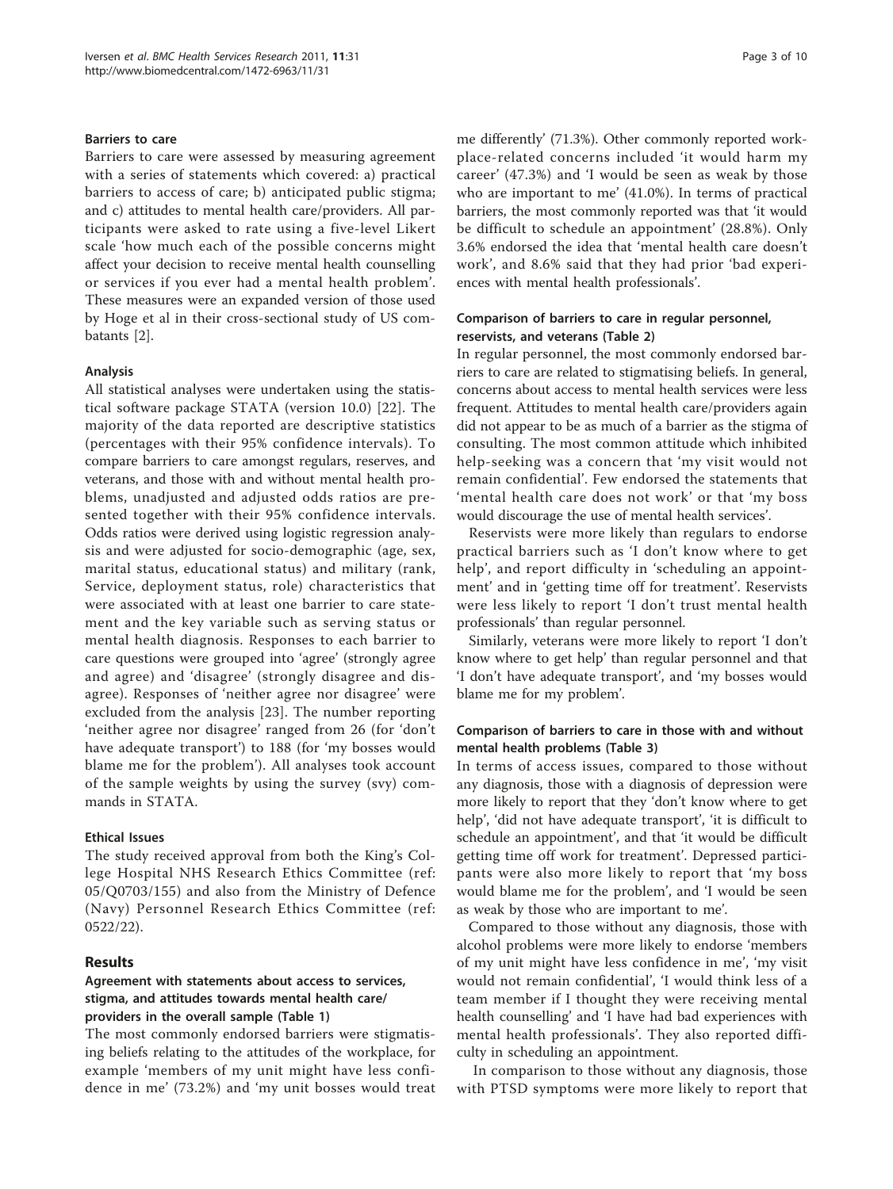### Barriers to care

Barriers to care were assessed by measuring agreement with a series of statements which covered: a) practical barriers to access of care; b) anticipated public stigma; and c) attitudes to mental health care/providers. All participants were asked to rate using a five-level Likert scale 'how much each of the possible concerns might affect your decision to receive mental health counselling or services if you ever had a mental health problem'. These measures were an expanded version of those used by Hoge et al in their cross-sectional study of US combatants [2].

### Analysis

All statistical analyses were undertaken using the statistical software package STATA (version 10.0) [22]. The majority of the data reported are descriptive statistics (percentages with their 95% confidence intervals). To compare barriers to care amongst regulars, reserves, and veterans, and those with and without mental health problems, unadjusted and adjusted odds ratios are presented together with their 95% confidence intervals. Odds ratios were derived using logistic regression analysis and were adjusted for socio-demographic (age, sex, marital status, educational status) and military (rank, Service, deployment status, role) characteristics that were associated with at least one barrier to care statement and the key variable such as serving status or mental health diagnosis. Responses to each barrier to care questions were grouped into 'agree' (strongly agree and agree) and 'disagree' (strongly disagree and disagree). Responses of 'neither agree nor disagree' were excluded from the analysis [23]. The number reporting 'neither agree nor disagree' ranged from 26 (for 'don't have adequate transport') to 188 (for 'my bosses would blame me for the problem'). All analyses took account of the sample weights by using the survey (svy) commands in STATA.

### Ethical Issues

The study received approval from both the King's College Hospital NHS Research Ethics Committee (ref: 05/Q0703/155) and also from the Ministry of Defence (Navy) Personnel Research Ethics Committee (ref: 0522/22).

## Results

### Agreement with statements about access to services, stigma, and attitudes towards mental health care/providers in the overall sample (Table 1)

The most commonly endorsed barriers were stigmatising beliefs relating to the attitudes of the workplace, for example 'members of my unit might have less confidence in me' (73.2%) and 'my unit bosses would treat me differently' (71.3%). Other commonly reported workplace-related concerns included 'it would harm my career' (47.3%) and 'I would be seen as weak by those who are important to me' (41.0%). In terms of practical barriers, the most commonly reported was that 'it would be difficult to schedule an appointment' (28.8%). Only 3.6% endorsed the idea that 'mental health care doesn't work', and 8.6% said that they had prior 'bad experiences with mental health professionals'.

### Comparison of barriers to care in regular personnel, reservists, and veterans (Table 2)

In regular personnel, the most commonly endorsed barriers to care are related to stigmatising beliefs. In general, concerns about access to mental health services were less frequent. Attitudes to mental health care/providers again did not appear to be as much of a barrier as the stigma of consulting. The most common attitude which inhibited help-seeking was a concern that 'my visit would not remain confidential'. Few endorsed the statements that 'mental health care does not work' or that 'my boss would discourage the use of mental health services'.

Reservists were more likely than regulars to endorse practical barriers such as 'I don't know where to get help', and report difficulty in 'scheduling an appointment' and in 'getting time off for treatment'. Reservists were less likely to report 'I don't trust mental health professionals' than regular personnel.

Similarly, veterans were more likely to report 'I don't know where to get help' than regular personnel and that 'I don't have adequate transport', and 'my bosses would blame me for my problem'.

### Comparison of barriers to care in those with and without mental health problems (Table 3)

In terms of access issues, compared to those without any diagnosis, those with a diagnosis of depression were more likely to report that they 'don't know where to get help', 'did not have adequate transport', 'it is difficult to schedule an appointment', and that 'it would be difficult getting time off work for treatment'. Depressed participants were also more likely to report that 'my boss would blame me for the problem', and 'I would be seen as weak by those who are important to me'.

Compared to those without any diagnosis, those with alcohol problems were more likely to endorse 'members of my unit might have less confidence in me', 'my visit would not remain confidential', 'I would think less of a team member if I thought they were receiving mental health counselling' and 'I have had bad experiences with mental health professionals'. They also reported difficulty in scheduling an appointment.

In comparison to those without any diagnosis, those with PTSD symptoms were more likely to report that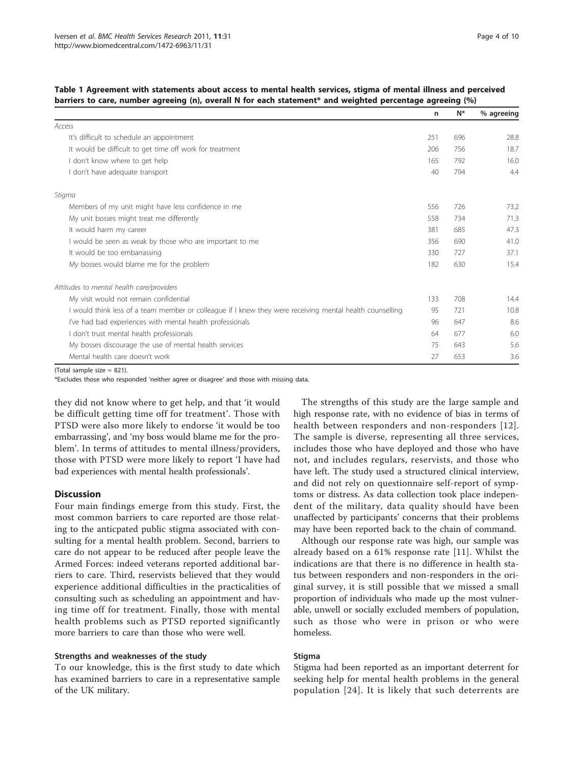**Table 1 Agreement with statements about access to mental health services, stigma of mental illness and perceived barriers to care, number agreeing (n), overall N for each statement* and weighted percentage agreeing (%)**

| | n | N* | % agreeing |
|---|---|---|---|
| *Access* | | | |
| It's difficult to schedule an appointment | 251 | 696 | 28.8 |
| It would be difficult to get time off work for treatment | 206 | 756 | 18.7 |
| I don't know where to get help | 165 | 792 | 16.0 |
| I don't have adequate transport | 40 | 794 | 4.4 |
| *Stigma* | | | |
| Members of my unit might have less confidence in me | 556 | 726 | 73.2 |
| My unit bosses might treat me differently | 558 | 734 | 71.3 |
| It would harm my career | 381 | 685 | 47.3 |
| I would be seen as weak by those who are important to me | 356 | 690 | 41.0 |
| It would be too embarrassing | 330 | 727 | 37.1 |
| My bosses would blame me for the problem | 182 | 630 | 15.4 |
| *Attitudes to mental health care/providers* | | | |
| My visit would not remain confidential | 133 | 708 | 14.4 |
| I would think less of a team member or colleague if I knew they were receiving mental health counselling | 95 | 721 | 10.8 |
| I've had bad experiences with mental health professionals | 96 | 647 | 8.6 |
| I don't trust mental health professionals | 64 | 677 | 6.0 |
| My bosses discourage the use of mental health services | 75 | 643 | 5.6 |
| Mental health care doesn't work | 27 | 653 | 3.6 |

(Total sample size = 821).

*Excludes those who responded 'neither agree or disagree' and those with missing data.

they did not know where to get help, and that 'it would be difficult getting time off for treatment'. Those with PTSD were also more likely to endorse 'it would be too embarrassing', and 'my boss would blame me for the problem'. In terms of attitudes to mental illness/providers, those with PTSD were more likely to report 'I have had bad experiences with mental health professionals'.

## Discussion

Four main findings emerge from this study. First, the most common barriers to care reported are those relating to the anticpated public stigma associated with consulting for a mental health problem. Second, barriers to care do not appear to be reduced after people leave the Armed Forces: indeed veterans reported additional barriers to care. Third, reservists believed that they would experience additional difficulties in the practicalities of consulting such as scheduling an appointment and having time off for treatment. Finally, those with mental health problems such as PTSD reported significantly more barriers to care than those who were well.

### Strengths and weaknesses of the study

To our knowledge, this is the first study to date which has examined barriers to care in a representative sample of the UK military.

The strengths of this study are the large sample and high response rate, with no evidence of bias in terms of health between responders and non-responders [12]. The sample is diverse, representing all three services, includes those who have deployed and those who have not, and includes regulars, reservists, and those who have left. The study used a structured clinical interview, and did not rely on questionnaire self-report of symptoms or distress. As data collection took place independent of the military, data quality should have been unaffected by participants' concerns that their problems may have been reported back to the chain of command.

Although our response rate was high, our sample was already based on a 61% response rate [11]. Whilst the indications are that there is no difference in health status between responders and non-responders in the original survey, it is still possible that we missed a small proportion of individuals who made up the most vulnerable, unwell or socially excluded members of population, such as those who were in prison or who were homeless.

### Stigma

Stigma had been reported as an important deterrent for seeking help for mental health problems in the general population [24]. It is likely that such deterrents are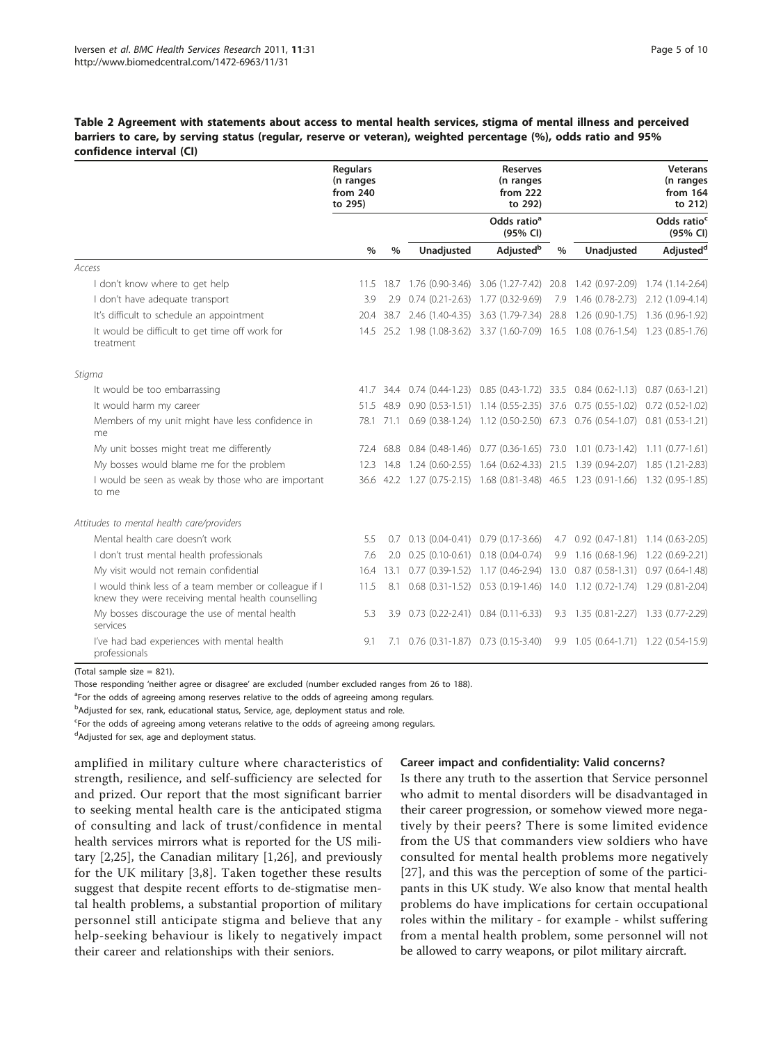**Table 2 Agreement with statements about access to mental health services, stigma of mental illness and perceived barriers to care, by serving status (regular, reserve or veteran), weighted percentage (%), odds ratio and 95% confidence interval (CI)**

| | Regulars (n ranges from 240 to 295) | Reserves (n ranges from 222 to 292) | | | Veterans (n ranges from 164 to 212) | | |
|---|---|---|---|---|---|---|---|
| | | | Odds ratio[a] (95% CI) | | | Odds ratio[c] (95% CI) | |
| | % | % | Unadjusted | Adjusted[b] | % | Unadjusted | Adjusted[d] |
| *Access* | | | | | | | |
| I don't know where to get help | 11.5 | 18.7 | 1.76 (0.90-3.46) | 3.06 (1.27-7.42) | 20.8 | 1.42 (0.97-2.09) | 1.74 (1.14-2.64) |
| I don't have adequate transport | 3.9 | 2.9 | 0.74 (0.21-2.63) | 1.77 (0.32-9.69) | 7.9 | 1.46 (0.78-2.73) | 2.12 (1.09-4.14) |
| It's difficult to schedule an appointment | 20.4 | 38.7 | 2.46 (1.40-4.35) | 3.63 (1.79-7.34) | 28.8 | 1.26 (0.90-1.75) | 1.36 (0.96-1.92) |
| It would be difficult to get time off work for treatment | 14.5 | 25.2 | 1.98 (1.08-3.62) | 3.37 (1.60-7.09) | 16.5 | 1.08 (0.76-1.54) | 1.23 (0.85-1.76) |
| *Stigma* | | | | | | | |
| It would be too embarrassing | 41.7 | 34.4 | 0.74 (0.44-1.23) | 0.85 (0.43-1.72) | 33.5 | 0.84 (0.62-1.13) | 0.87 (0.63-1.21) |
| It would harm my career | 51.5 | 48.9 | 0.90 (0.53-1.51) | 1.14 (0.55-2.35) | 37.6 | 0.75 (0.55-1.02) | 0.72 (0.52-1.02) |
| Members of my unit might have less confidence in me | 78.1 | 71.1 | 0.69 (0.38-1.24) | 1.12 (0.50-2.50) | 67.3 | 0.76 (0.54-1.07) | 0.81 (0.53-1.21) |
| My unit bosses might treat me differently | 72.4 | 68.8 | 0.84 (0.48-1.46) | 0.77 (0.36-1.65) | 73.0 | 1.01 (0.73-1.42) | 1.11 (0.77-1.61) |
| My bosses would blame me for the problem | 12.3 | 14.8 | 1.24 (0.60-2.55) | 1.64 (0.62-4.33) | 21.5 | 1.39 (0.94-2.07) | 1.85 (1.21-2.83) |
| I would be seen as weak by those who are important to me | 36.6 | 42.2 | 1.27 (0.75-2.15) | 1.68 (0.81-3.48) | 46.5 | 1.23 (0.91-1.66) | 1.32 (0.95-1.85) |
| *Attitudes to mental health care/providers* | | | | | | | |
| Mental health care doesn't work | 5.5 | 0.7 | 0.13 (0.04-0.41) | 0.79 (0.17-3.66) | 4.7 | 0.92 (0.47-1.81) | 1.14 (0.63-2.05) |
| I don't trust mental health professionals | 7.6 | 2.0 | 0.25 (0.10-0.61) | 0.18 (0.04-0.74) | 9.9 | 1.16 (0.68-1.96) | 1.22 (0.69-2.21) |
| My visit would not remain confidential | 16.4 | 13.1 | 0.77 (0.39-1.52) | 1.17 (0.46-2.94) | 13.0 | 0.87 (0.58-1.31) | 0.97 (0.64-1.48) |
| I would think less of a team member or colleague if I knew they were receiving mental health counselling | 11.5 | 8.1 | 0.68 (0.31-1.52) | 0.53 (0.19-1.46) | 14.0 | 1.12 (0.72-1.74) | 1.29 (0.81-2.04) |
| My bosses discourage the use of mental health services | 5.3 | 3.9 | 0.73 (0.22-2.41) | 0.84 (0.11-6.33) | 9.3 | 1.35 (0.81-2.27) | 1.33 (0.77-2.29) |
| I've had bad experiences with mental health professionals | 9.1 | 7.1 | 0.76 (0.31-1.87) | 0.73 (0.15-3.40) | 9.9 | 1.05 (0.64-1.71) | 1.22 (0.54-15.9) |

(Total sample size = 821).

Those responding 'neither agree or disagree' are excluded (number excluded ranges from 26 to 188).

[a]For the odds of agreeing among reserves relative to the odds of agreeing among regulars.

[b]Adjusted for sex, rank, educational status, Service, age, deployment status and role.

[c]For the odds of agreeing among veterans relative to the odds of agreeing among regulars.

[d]Adjusted for sex, age and deployment status.

amplified in military culture where characteristics of strength, resilience, and self-sufficiency are selected for and prized. Our report that the most significant barrier to seeking mental health care is the anticipated stigma of consulting and lack of trust/confidence in mental health services mirrors what is reported for the US military [2,25], the Canadian military [1,26], and previously for the UK military [3,8]. Taken together these results suggest that despite recent efforts to de-stigmatise mental health problems, a substantial proportion of military personnel still anticipate stigma and believe that any help-seeking behaviour is likely to negatively impact their career and relationships with their seniors.

### Career impact and confidentiality: Valid concerns?

Is there any truth to the assertion that Service personnel who admit to mental disorders will be disadvantaged in their career progression, or somehow viewed more negatively by their peers? There is some limited evidence from the US that commanders view soldiers who have consulted for mental health problems more negatively [27], and this was the perception of some of the participants in this UK study. We also know that mental health problems do have implications for certain occupational roles within the military - for example - whilst suffering from a mental health problem, some personnel will not be allowed to carry weapons, or pilot military aircraft.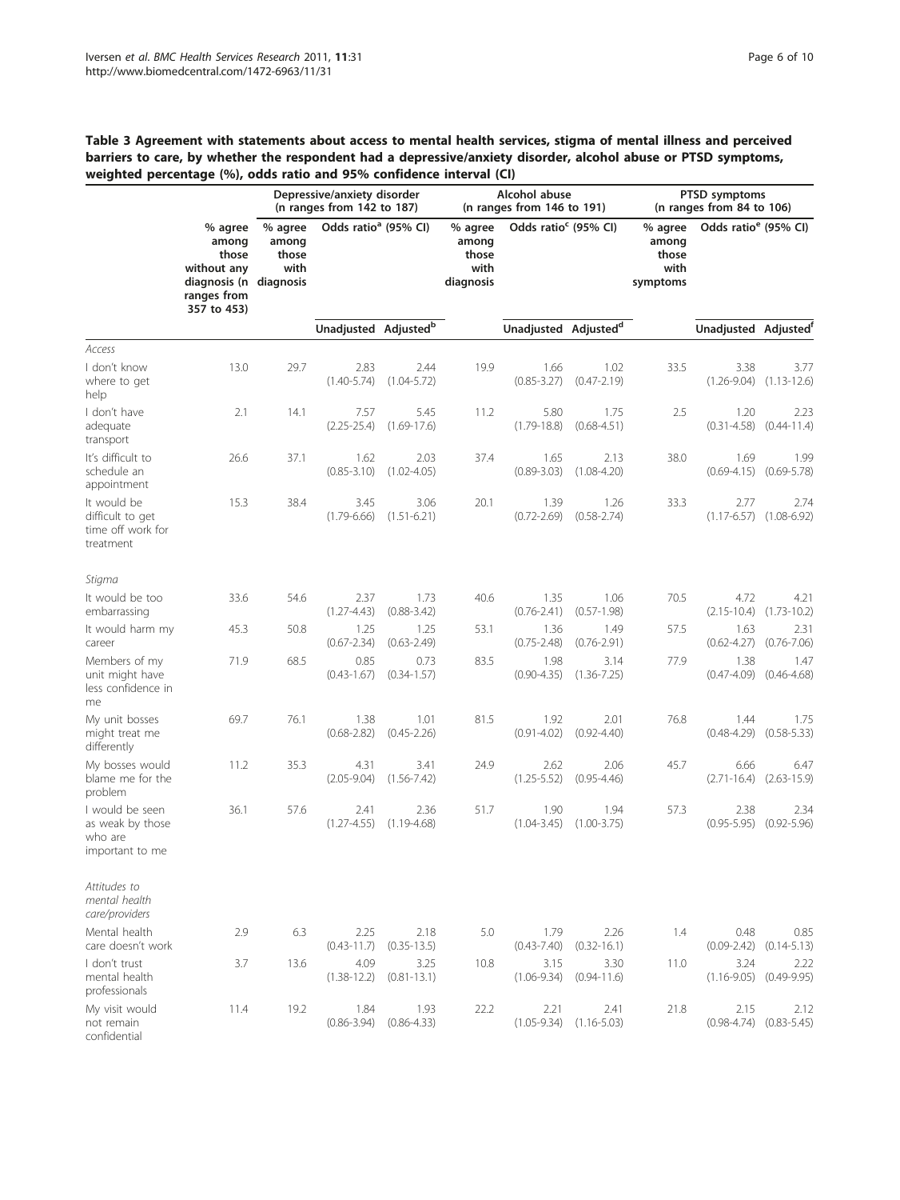**Table 3 Agreement with statements about access to mental health services, stigma of mental illness and perceived barriers to care, by whether the respondent had a depressive/anxiety disorder, alcohol abuse or PTSD symptoms, weighted percentage (%), odds ratio and 95% confidence interval (CI)**

| | | Depressive/anxiety disorder (n ranges from 142 to 187) | | | Alcohol abuse (n ranges from 146 to 191) | | | PTSD symptoms (n ranges from 84 to 106) | | |
|---|---|---|---|---|---|---|---|---|---|---|
| | % agree among those without any diagnosis (n ranges from 357 to 453) | % agree among those with diagnosis | Odds ratio[a] (95% CI) | | % agree among those with diagnosis | Odds ratio[c] (95% CI) | | % agree among those with symptoms | Odds ratio[e] (95% CI) | |
| | | | Unadjusted | Adjusted[b] | | Unadjusted | Adjusted[d] | | Unadjusted | Adjusted[f] |
| *Access* | | | | | | | | | | |
| I don't know where to get help | 13.0 | 29.7 | 2.83 (1.40-5.74) | 2.44 (1.04-5.72) | 19.9 | 1.66 (0.85-3.27) | 1.02 (0.47-2.19) | 33.5 | 3.38 (1.26-9.04) | 3.77 (1.13-12.6) |
| I don't have adequate transport | 2.1 | 14.1 | 7.57 (2.25-25.4) | 5.45 (1.69-17.6) | 11.2 | 5.80 (1.79-18.8) | 1.75 (0.68-4.51) | 2.5 | 1.20 (0.31-4.58) | 2.23 (0.44-11.4) |
| It's difficult to schedule an appointment | 26.6 | 37.1 | 1.62 (0.85-3.10) | 2.03 (1.02-4.05) | 37.4 | 1.65 (0.89-3.03) | 2.13 (1.08-4.20) | 38.0 | 1.69 (0.69-4.15) | 1.99 (0.69-5.78) |
| It would be difficult to get time off work for treatment | 15.3 | 38.4 | 3.45 (1.79-6.66) | 3.06 (1.51-6.21) | 20.1 | 1.39 (0.72-2.69) | 1.26 (0.58-2.74) | 33.3 | 2.77 (1.17-6.57) | 2.74 (1.08-6.92) |
| *Stigma* | | | | | | | | | | |
| It would be too embarrassing | 33.6 | 54.6 | 2.37 (1.27-4.43) | 1.73 (0.88-3.42) | 40.6 | 1.35 (0.76-2.41) | 1.06 (0.57-1.98) | 70.5 | 4.72 (2.15-10.4) | 4.21 (1.73-10.2) |
| It would harm my career | 45.3 | 50.8 | 1.25 (0.67-2.34) | 1.25 (0.63-2.49) | 53.1 | 1.36 (0.75-2.48) | 1.49 (0.76-2.91) | 57.5 | 1.63 (0.62-4.27) | 2.31 (0.76-7.06) |
| Members of my unit might have less confidence in me | 71.9 | 68.5 | 0.85 (0.43-1.67) | 0.73 (0.34-1.57) | 83.5 | 1.98 (0.90-4.35) | 3.14 (1.36-7.25) | 77.9 | 1.38 (0.47-4.09) | 1.47 (0.46-4.68) |
| My unit bosses might treat me differently | 69.7 | 76.1 | 1.38 (0.68-2.82) | 1.01 (0.45-2.26) | 81.5 | 1.92 (0.91-4.02) | 2.01 (0.92-4.40) | 76.8 | 1.44 (0.48-4.29) | 1.75 (0.58-5.33) |
| My bosses would blame me for the problem | 11.2 | 35.3 | 4.31 (2.05-9.04) | 3.41 (1.56-7.42) | 24.9 | 2.62 (1.25-5.52) | 2.06 (0.95-4.46) | 45.7 | 6.66 (2.71-16.4) | 6.47 (2.63-15.9) |
| I would be seen as weak by those who are important to me | 36.1 | 57.6 | 2.41 (1.27-4.55) | 2.36 (1.19-4.68) | 51.7 | 1.90 (1.04-3.45) | 1.94 (1.00-3.75) | 57.3 | 2.38 (0.95-5.95) | 2.34 (0.92-5.96) |
| *Attitudes to mental health care/providers* | | | | | | | | | | |
| Mental health care doesn't work | 2.9 | 6.3 | 2.25 (0.43-11.7) | 2.18 (0.35-13.5) | 5.0 | 1.79 (0.43-7.40) | 2.26 (0.32-16.1) | 1.4 | 0.48 (0.09-2.42) | 0.85 (0.14-5.13) |
| I don't trust mental health professionals | 3.7 | 13.6 | 4.09 (1.38-12.2) | 3.25 (0.81-13.1) | 10.8 | 3.15 (1.06-9.34) | 3.30 (0.94-11.6) | 11.0 | 3.24 (1.16-9.05) | 2.22 (0.49-9.95) |
| My visit would not remain confidential | 11.4 | 19.2 | 1.84 (0.86-3.94) | 1.93 (0.86-4.33) | 22.2 | 2.21 (1.05-9.34) | 2.41 (1.16-5.03) | 21.8 | 2.15 (0.98-4.74) | 2.12 (0.83-5.45) |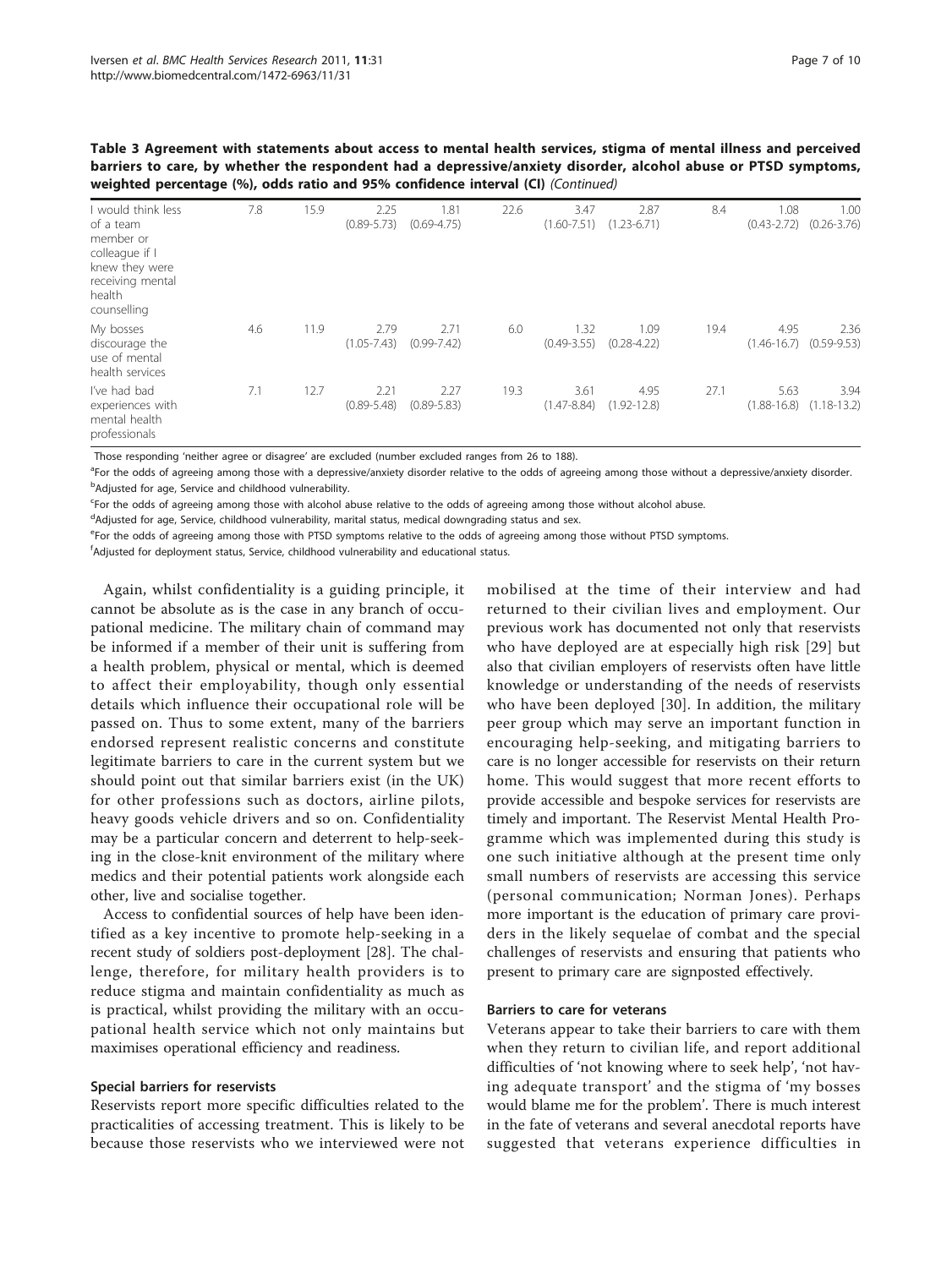**Table 3 Agreement with statements about access to mental health services, stigma of mental illness and perceived barriers to care, by whether the respondent had a depressive/anxiety disorder, alcohol abuse or PTSD symptoms, weighted percentage (%), odds ratio and 95% confidence interval (CI)** *(Continued)*

| | | | | | | | | | | |
|---|---|---|---|---|---|---|---|---|---|---|
| I would think less of a team member or colleague if I knew they were receiving mental health counselling | 7.8 | 15.9 | 2.25 (0.89-5.73) | 1.81 (0.69-4.75) | 22.6 | 3.47 (1.60-7.51) | 2.87 (1.23-6.71) | 8.4 | 1.08 (0.43-2.72) | 1.00 (0.26-3.76) |
| My bosses discourage the use of mental health services | 4.6 | 11.9 | 2.79 (1.05-7.43) | 2.71 (0.99-7.42) | 6.0 | 1.32 (0.49-3.55) | 1.09 (0.28-4.22) | 19.4 | 4.95 (1.46-16.7) | 2.36 (0.59-9.53) |
| I've had bad experiences with mental health professionals | 7.1 | 12.7 | 2.21 (0.89-5.48) | 2.27 (0.89-5.83) | 19.3 | 3.61 (1.47-8.84) | 4.95 (1.92-12.8) | 27.1 | 5.63 (1.88-16.8) | 3.94 (1.18-13.2) |

Those responding 'neither agree or disagree' are excluded (number excluded ranges from 26 to 188).

[a]For the odds of agreeing among those with a depressive/anxiety disorder relative to the odds of agreeing among those without a depressive/anxiety disorder.

[b]Adjusted for age, Service and childhood vulnerability.

[c]For the odds of agreeing among those with alcohol abuse relative to the odds of agreeing among those without alcohol abuse.

[d]Adjusted for age, Service, childhood vulnerability, marital status, medical downgrading status and sex.

[e]For the odds of agreeing among those with PTSD symptoms relative to the odds of agreeing among those without PTSD symptoms.

[f]Adjusted for deployment status, Service, childhood vulnerability and educational status.

Again, whilst confidentiality is a guiding principle, it cannot be absolute as is the case in any branch of occupational medicine. The military chain of command may be informed if a member of their unit is suffering from a health problem, physical or mental, which is deemed to affect their employability, though only essential details which influence their occupational role will be passed on. Thus to some extent, many of the barriers endorsed represent realistic concerns and constitute legitimate barriers to care in the current system but we should point out that similar barriers exist (in the UK) for other professions such as doctors, airline pilots, heavy goods vehicle drivers and so on. Confidentiality may be a particular concern and deterrent to help-seeking in the close-knit environment of the military where medics and their potential patients work alongside each other, live and socialise together.

Access to confidential sources of help have been identified as a key incentive to promote help-seeking in a recent study of soldiers post-deployment [28]. The challenge, therefore, for military health providers is to reduce stigma and maintain confidentiality as much as is practical, whilst providing the military with an occupational health service which not only maintains but maximises operational efficiency and readiness.

### Special barriers for reservists

Reservists report more specific difficulties related to the practicalities of accessing treatment. This is likely to be because those reservists who we interviewed were not mobilised at the time of their interview and had returned to their civilian lives and employment. Our previous work has documented not only that reservists who have deployed are at especially high risk [29] but also that civilian employers of reservists often have little knowledge or understanding of the needs of reservists who have been deployed [30]. In addition, the military peer group which may serve an important function in encouraging help-seeking, and mitigating barriers to care is no longer accessible for reservists on their return home. This would suggest that more recent efforts to provide accessible and bespoke services for reservists are timely and important. The Reservist Mental Health Programme which was implemented during this study is one such initiative although at the present time only small numbers of reservists are accessing this service (personal communication; Norman Jones). Perhaps more important is the education of primary care providers in the likely sequelae of combat and the special challenges of reservists and ensuring that patients who present to primary care are signposted effectively.

### Barriers to care for veterans

Veterans appear to take their barriers to care with them when they return to civilian life, and report additional difficulties of 'not knowing where to seek help', 'not having adequate transport' and the stigma of 'my bosses would blame me for the problem'. There is much interest in the fate of veterans and several anecdotal reports have suggested that veterans experience difficulties in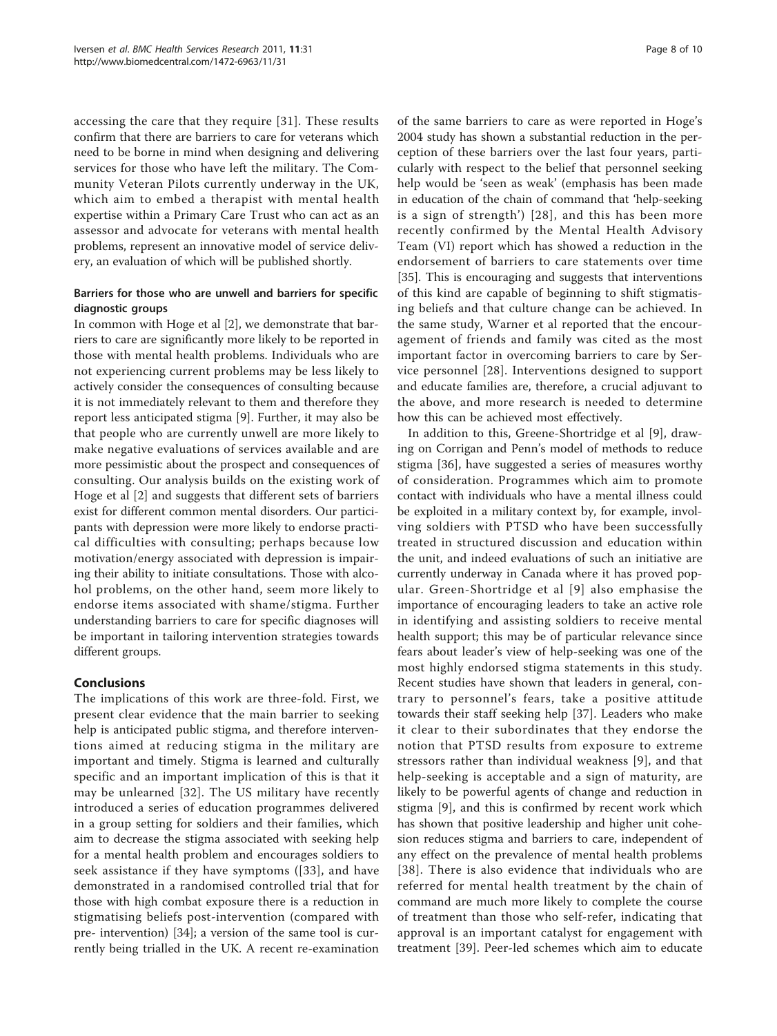accessing the care that they require [31]. These results confirm that there are barriers to care for veterans which need to be borne in mind when designing and delivering services for those who have left the military. The Community Veteran Pilots currently underway in the UK, which aim to embed a therapist with mental health expertise within a Primary Care Trust who can act as an assessor and advocate for veterans with mental health problems, represent an innovative model of service delivery, an evaluation of which will be published shortly.

### Barriers for those who are unwell and barriers for specific diagnostic groups

In common with Hoge et al [2], we demonstrate that barriers to care are significantly more likely to be reported in those with mental health problems. Individuals who are not experiencing current problems may be less likely to actively consider the consequences of consulting because it is not immediately relevant to them and therefore they report less anticipated stigma [9]. Further, it may also be that people who are currently unwell are more likely to make negative evaluations of services available and are more pessimistic about the prospect and consequences of consulting. Our analysis builds on the existing work of Hoge et al [2] and suggests that different sets of barriers exist for different common mental disorders. Our participants with depression were more likely to endorse practical difficulties with consulting; perhaps because low motivation/energy associated with depression is impairing their ability to initiate consultations. Those with alcohol problems, on the other hand, seem more likely to endorse items associated with shame/stigma. Further understanding barriers to care for specific diagnoses will be important in tailoring intervention strategies towards different groups.

## Conclusions

The implications of this work are three-fold. First, we present clear evidence that the main barrier to seeking help is anticipated public stigma, and therefore interventions aimed at reducing stigma in the military are important and timely. Stigma is learned and culturally specific and an important implication of this is that it may be unlearned [32]. The US military have recently introduced a series of education programmes delivered in a group setting for soldiers and their families, which aim to decrease the stigma associated with seeking help for a mental health problem and encourages soldiers to seek assistance if they have symptoms ([33], and have demonstrated in a randomised controlled trial that for those with high combat exposure there is a reduction in stigmatising beliefs post-intervention (compared with pre- intervention) [34]; a version of the same tool is currently being trialled in the UK. A recent re-examination of the same barriers to care as were reported in Hoge's 2004 study has shown a substantial reduction in the perception of these barriers over the last four years, particularly with respect to the belief that personnel seeking help would be 'seen as weak' (emphasis has been made in education of the chain of command that 'help-seeking is a sign of strength') [28], and this has been more recently confirmed by the Mental Health Advisory Team (VI) report which has showed a reduction in the endorsement of barriers to care statements over time [35]. This is encouraging and suggests that interventions of this kind are capable of beginning to shift stigmatising beliefs and that culture change can be achieved. In the same study, Warner et al reported that the encouragement of friends and family was cited as the most important factor in overcoming barriers to care by Service personnel [28]. Interventions designed to support and educate families are, therefore, a crucial adjuvant to the above, and more research is needed to determine how this can be achieved most effectively.

In addition to this, Greene-Shortridge et al [9], drawing on Corrigan and Penn's model of methods to reduce stigma [36], have suggested a series of measures worthy of consideration. Programmes which aim to promote contact with individuals who have a mental illness could be exploited in a military context by, for example, involving soldiers with PTSD who have been successfully treated in structured discussion and education within the unit, and indeed evaluations of such an initiative are currently underway in Canada where it has proved popular. Green-Shortridge et al [9] also emphasise the importance of encouraging leaders to take an active role in identifying and assisting soldiers to receive mental health support; this may be of particular relevance since fears about leader's view of help-seeking was one of the most highly endorsed stigma statements in this study. Recent studies have shown that leaders in general, contrary to personnel's fears, take a positive attitude towards their staff seeking help [37]. Leaders who make it clear to their subordinates that they endorse the notion that PTSD results from exposure to extreme stressors rather than individual weakness [9], and that help-seeking is acceptable and a sign of maturity, are likely to be powerful agents of change and reduction in stigma [9], and this is confirmed by recent work which has shown that positive leadership and higher unit cohesion reduces stigma and barriers to care, independent of any effect on the prevalence of mental health problems [38]. There is also evidence that individuals who are referred for mental health treatment by the chain of command are much more likely to complete the course of treatment than those who self-refer, indicating that approval is an important catalyst for engagement with treatment [39]. Peer-led schemes which aim to educate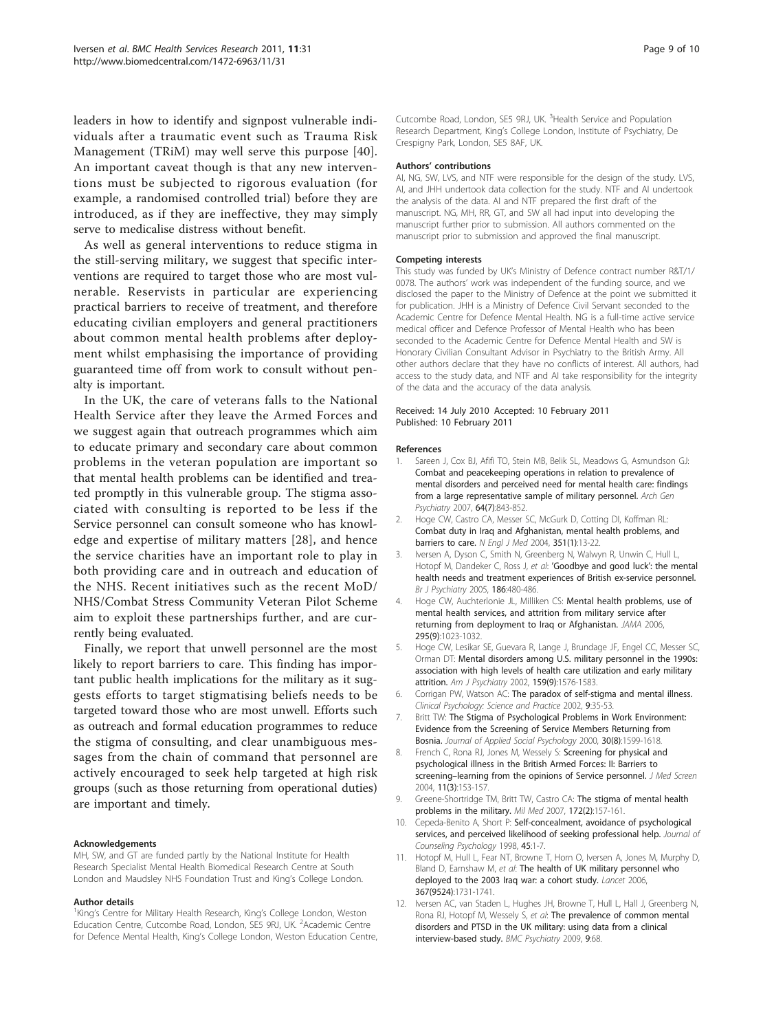leaders in how to identify and signpost vulnerable individuals after a traumatic event such as Trauma Risk Management (TRiM) may well serve this purpose [40]. An important caveat though is that any new interventions must be subjected to rigorous evaluation (for example, a randomised controlled trial) before they are introduced, as if they are ineffective, they may simply serve to medicalise distress without benefit.

As well as general interventions to reduce stigma in the still-serving military, we suggest that specific interventions are required to target those who are most vulnerable. Reservists in particular are experiencing practical barriers to receive of treatment, and therefore educating civilian employers and general practitioners about common mental health problems after deployment whilst emphasising the importance of providing guaranteed time off from work to consult without penalty is important.

In the UK, the care of veterans falls to the National Health Service after they leave the Armed Forces and we suggest again that outreach programmes which aim to educate primary and secondary care about common problems in the veteran population are important so that mental health problems can be identified and treated promptly in this vulnerable group. The stigma associated with consulting is reported to be less if the Service personnel can consult someone who has knowledge and expertise of military matters [28], and hence the service charities have an important role to play in both providing care and in outreach and education of the NHS. Recent initiatives such as the recent MoD/NHS/Combat Stress Community Veteran Pilot Scheme aim to exploit these partnerships further, and are currently being evaluated.

Finally, we report that unwell personnel are the most likely to report barriers to care. This finding has important public health implications for the military as it suggests efforts to target stigmatising beliefs needs to be targeted toward those who are most unwell. Efforts such as outreach and formal education programmes to reduce the stigma of consulting, and clear unambiguous messages from the chain of command that personnel are actively encouraged to seek help targeted at high risk groups (such as those returning from operational duties) are important and timely.

#### Acknowledgements

MH, SW, and GT are funded partly by the National Institute for Health Research Specialist Mental Health Biomedical Research Centre at South London and Maudsley NHS Foundation Trust and King's College London.

#### Author details

[1]King's Centre for Military Health Research, King's College London, Weston Education Centre, Cutcombe Road, London, SE5 9RJ, UK. [2]Academic Centre for Defence Mental Health, King's College London, Weston Education Centre, Cutcombe Road, London, SE5 9RJ, UK. [3]Health Service and Population Research Department, King's College London, Institute of Psychiatry, De Crespigny Park, London, SE5 8AF, UK.

#### Authors' contributions

AI, NG, SW, LVS, and NTF were responsible for the design of the study. LVS, AI, and JHH undertook data collection for the study. NTF and AI undertook the analysis of the data. AI and NTF prepared the first draft of the manuscript. NG, MH, RR, GT, and SW all had input into developing the manuscript further prior to submission. All authors commented on the manuscript prior to submission and approved the final manuscript.

#### Competing interests

This study was funded by UK's Ministry of Defence contract number R&T/1/0078. The authors' work was independent of the funding source, and we disclosed the paper to the Ministry of Defence at the point we submitted it for publication. JHH is a Ministry of Defence Civil Servant seconded to the Academic Centre for Defence Mental Health. NG is a full-time active service medical officer and Defence Professor of Mental Health who has been seconded to the Academic Centre for Defence Mental Health and SW is Honorary Civilian Consultant Advisor in Psychiatry to the British Army. All other authors declare that they have no conflicts of interest. All authors, had access to the study data, and NTF and AI take responsibility for the integrity of the data and the accuracy of the data analysis.

Received: 14 July 2010 Accepted: 10 February 2011
Published: 10 February 2011

#### References

1. Sareen J, Cox BJ, Afifi TO, Stein MB, Belik SL, Meadows G, Asmundson GJ: **Combat and peacekeeping operations in relation to prevalence of mental disorders and perceived need for mental health care: findings from a large representative sample of military personnel.** *Arch Gen Psychiatry* 2007, **64(7)**:843-852.
2. Hoge CW, Castro CA, Messer SC, McGurk D, Cotting DI, Koffman RL: **Combat duty in Iraq and Afghanistan, mental health problems, and barriers to care.** *N Engl J Med* 2004, **351(1)**:13-22.
3. Iversen A, Dyson C, Smith N, Greenberg N, Walwyn R, Unwin C, Hull L, Hotopf M, Dandeker C, Ross J, *et al*: **'Goodbye and good luck': the mental health needs and treatment experiences of British ex-service personnel.** *Br J Psychiatry* 2005, **186**:480-486.
4. Hoge CW, Auchterlonie JL, Milliken CS: **Mental health problems, use of mental health services, and attrition from military service after returning from deployment to Iraq or Afghanistan.** *JAMA* 2006, **295(9)**:1023-1032.
5. Hoge CW, Lesikar SE, Guevara R, Lange J, Brundage JF, Engel CC, Messer SC, Orman DT: **Mental disorders among U.S. military personnel in the 1990s: association with high levels of health care utilization and early military attrition.** *Am J Psychiatry* 2002, **159(9)**:1576-1583.
6. Corrigan PW, Watson AC: **The paradox of self-stigma and mental illness.** *Clinical Psychology: Science and Practice* 2002, **9**:35-53.
7. Britt TW: **The Stigma of Psychological Problems in Work Environment: Evidence from the Screening of Service Members Returning from Bosnia.** *Journal of Applied Social Psychology* 2000, **30(8)**:1599-1618.
8. French C, Rona RJ, Jones M, Wessely S: **Screening for physical and psychological illness in the British Armed Forces: II: Barriers to screening–learning from the opinions of Service personnel.** *J Med Screen* 2004, **11(3)**:153-157.
9. Greene-Shortridge TM, Britt TW, Castro CA: **The stigma of mental health problems in the military.** *Mil Med* 2007, **172(2)**:157-161.
10. Cepeda-Benito A, Short P: **Self-concealment, avoidance of psychological services, and perceived likelihood of seeking professional help.** *Journal of Counseling Psychology* 1998, **45**:1-7.
11. Hotopf M, Hull L, Fear NT, Browne T, Horn O, Iversen A, Jones M, Murphy D, Bland D, Earnshaw M, *et al*: **The health of UK military personnel who deployed to the 2003 Iraq war: a cohort study.** *Lancet* 2006, **367(9524)**:1731-1741.
12. Iversen AC, van Staden L, Hughes JH, Browne T, Hull L, Hall J, Greenberg N, Rona RJ, Hotopf M, Wessely S, *et al*: **The prevalence of common mental disorders and PTSD in the UK military: using data from a clinical interview-based study.** *BMC Psychiatry* 2009, **9**:68.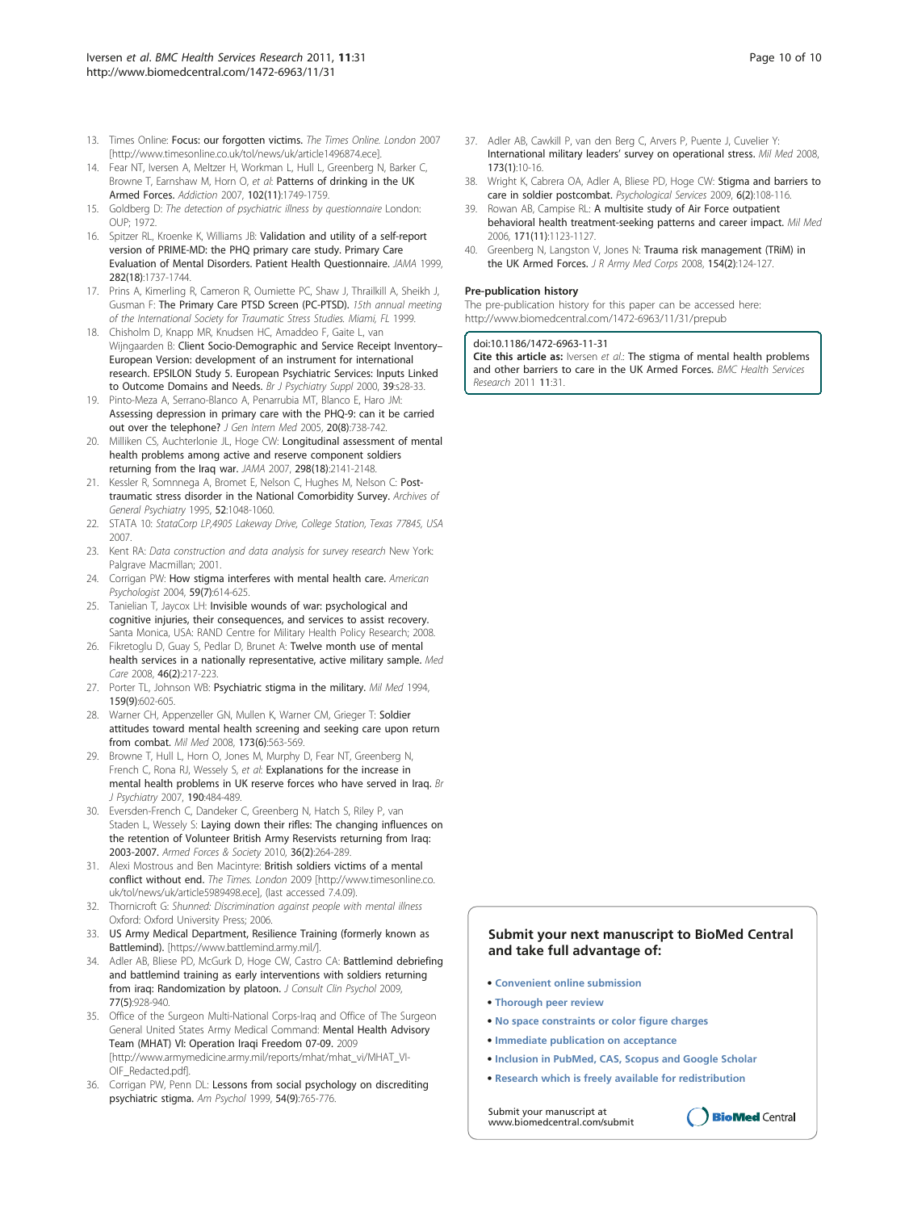13. Times Online: **Focus: our forgotten victims.** *The Times Online. London* 2007 [http://www.timesonline.co.uk/tol/news/uk/article1496874.ece].
14. Fear NT, Iversen A, Meltzer H, Workman L, Hull L, Greenberg N, Barker C, Browne T, Earnshaw M, Horn O, *et al*: **Patterns of drinking in the UK Armed Forces.** *Addiction* 2007, **102(11)**:1749-1759.
15. Goldberg D: *The detection of psychiatric illness by questionnaire* London: OUP; 1972.
16. Spitzer RL, Kroenke K, Williams JB: **Validation and utility of a self-report version of PRIME-MD: the PHQ primary care study. Primary Care Evaluation of Mental Disorders. Patient Health Questionnaire.** *JAMA* 1999, **282(18)**:1737-1744.
17. Prins A, Kimerling R, Cameron R, Oumiette PC, Shaw J, Thrailkill A, Sheikh J, Gusman F: **The Primary Care PTSD Screen (PC-PTSD).** *15th annual meeting of the International Society for Traumatic Stress Studies. Miami, FL* 1999.
18. Chisholm D, Knapp MR, Knudsen HC, Amaddeo F, Gaite L, van Wijngaarden B: **Client Socio-Demographic and Service Receipt Inventory–European Version: development of an instrument for international research. EPSILON Study 5. European Psychiatric Services: Inputs Linked to Outcome Domains and Needs.** *Br J Psychiatry Suppl* 2000, **39**:s28-33.
19. Pinto-Meza A, Serrano-Blanco A, Penarrubia MT, Blanco E, Haro JM: **Assessing depression in primary care with the PHQ-9: can it be carried out over the telephone?** *J Gen Intern Med* 2005, **20(8)**:738-742.
20. Milliken CS, Auchterlonie JL, Hoge CW: **Longitudinal assessment of mental health problems among active and reserve component soldiers returning from the Iraq war.** *JAMA* 2007, **298(18)**:2141-2148.
21. Kessler R, Somnnega A, Bromet E, Nelson C, Hughes M, Nelson C: **Post-traumatic stress disorder in the National Comorbidity Survey.** *Archives of General Psychiatry* 1995, **52**:1048-1060.
22. STATA 10: *StataCorp LP,4905 Lakeway Drive, College Station, Texas 77845, USA* 2007.
23. Kent RA: *Data construction and data analysis for survey research* New York: Palgrave Macmillan; 2001.
24. Corrigan PW: **How stigma interferes with mental health care.** *American Psychologist* 2004, **59(7)**:614-625.
25. Tanielian T, Jaycox LH: **Invisible wounds of war: psychological and cognitive injuries, their consequences, and services to assist recovery.** Santa Monica, USA: RAND Centre for Military Health Policy Research; 2008.
26. Fikretoglu D, Guay S, Pedlar D, Brunet A: **Twelve month use of mental health services in a nationally representative, active military sample.** *Med Care* 2008, **46(2)**:217-223.
27. Porter TL, Johnson WB: **Psychiatric stigma in the military.** *Mil Med* 1994, **159(9)**:602-605.
28. Warner CH, Appenzeller GN, Mullen K, Warner CM, Grieger T: **Soldier attitudes toward mental health screening and seeking care upon return from combat.** *Mil Med* 2008, **173(6)**:563-569.
29. Browne T, Hull L, Horn O, Jones M, Murphy D, Fear NT, Greenberg N, French C, Rona RJ, Wessely S, *et al*: **Explanations for the increase in mental health problems in UK reserve forces who have served in Iraq.** *Br J Psychiatry* 2007, **190**:484-489.
30. Eversden-French C, Dandeker C, Greenberg N, Hatch S, Riley P, van Staden L, Wessely S: **Laying down their rifles: The changing influences on the retention of Volunteer British Army Reservists returning from Iraq: 2003-2007.** *Armed Forces & Society* 2010, **36(2)**:264-289.
31. Alexi Mostrous and Ben Macintyre: **British soldiers victims of a mental conflict without end.** *The Times. London* 2009 [http://www.timesonline.co.uk/tol/news/uk/article5989498.ece], (last accessed 7.4.09).
32. Thornicroft G: *Shunned: Discrimination against people with mental illness* Oxford: Oxford University Press; 2006.
33. US Army Medical Department, Resilience Training (formerly known as Battlemind). [https://www.battlemind.army.mil/].
34. Adler AB, Bliese PD, McGurk D, Hoge CW, Castro CA: **Battlemind debriefing and battlemind training as early interventions with soldiers returning from iraq: Randomization by platoon.** *J Consult Clin Psychol* 2009, **77(5)**:928-940.
35. Office of the Surgeon Multi-National Corps-Iraq and Office of The Surgeon General United States Army Medical Command: **Mental Health Advisory Team (MHAT) VI: Operation Iraqi Freedom 07-09.** 2009 [http://www.armymedicine.army.mil/reports/mhat/mhat_vi/MHAT_VI-OIF_Redacted.pdf].
36. Corrigan PW, Penn DL: **Lessons from social psychology on discrediting psychiatric stigma.** *Am Psychol* 1999, **54(9)**:765-776.
37. Adler AB, Cawkill P, van den Berg C, Arvers P, Puente J, Cuvelier Y: **International military leaders' survey on operational stress.** *Mil Med* 2008, **173(1)**:10-16.
38. Wright K, Cabrera OA, Adler A, Bliese PD, Hoge CW: **Stigma and barriers to care in soldier postcombat.** *Psychological Services* 2009, **6(2)**:108-116.
39. Rowan AB, Campise RL: **A multisite study of Air Force outpatient behavioral health treatment-seeking patterns and career impact.** *Mil Med* 2006, **171(11)**:1123-1127.
40. Greenberg N, Langston V, Jones N: **Trauma risk management (TRiM) in the UK Armed Forces.** *J R Army Med Corps* 2008, **154(2)**:124-127.

### Pre-publication history

The pre-publication history for this paper can be accessed here:
http://www.biomedcentral.com/1472-6963/11/31/prepub

doi:10.1186/1472-6963-11-31

**Cite this article as:** Iversen *et al.*: The stigma of mental health problems and other barriers to care in the UK Armed Forces. *BMC Health Services Research* 2011 **11**:31.

**Submit your next manuscript to BioMed Central and take full advantage of:**

- Convenient online submission
- Thorough peer review
- No space constraints or color figure charges
- Immediate publication on acceptance
- Inclusion in PubMed, CAS, Scopus and Google Scholar
- Research which is freely available for redistribution

Submit your manuscript at www.biomedcentral.com/submit

BioMed Central